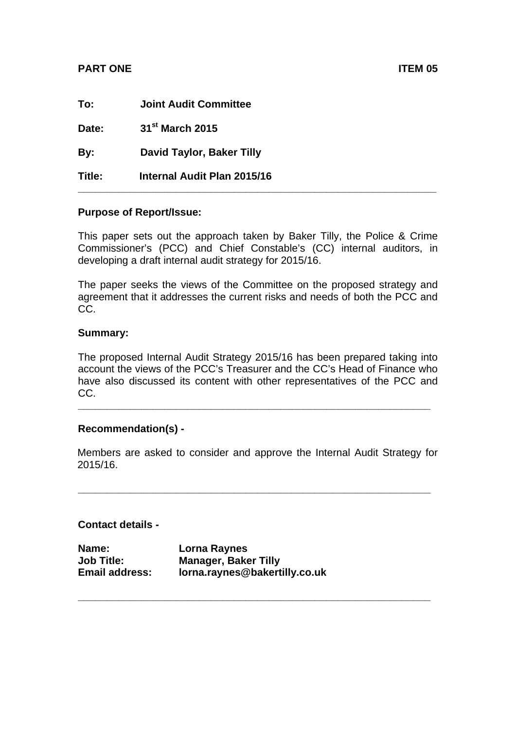**PART ONE** **ITEM 05**

**To:** **Joint Audit Committee**

**Date:** **31st March 2015**

**By:** **David Taylor, Baker Tilly**

**Title:** **Internal Audit Plan 2015/16**

---

**Purpose of Report/Issue:**

This paper sets out the approach taken by Baker Tilly, the Police & Crime Commissioner's (PCC) and Chief Constable's (CC) internal auditors, in developing a draft internal audit strategy for 2015/16.

The paper seeks the views of the Committee on the proposed strategy and agreement that it addresses the current risks and needs of both the PCC and CC.

**Summary:**

The proposed Internal Audit Strategy 2015/16 has been prepared taking into account the views of the PCC's Treasurer and the CC's Head of Finance who have also discussed its content with other representatives of the PCC and CC.

---

**Recommendation(s) -**

Members are asked to consider and approve the Internal Audit Strategy for 2015/16.

---

**Contact details -**

**Name:** **Lorna Raynes**
**Job Title:** **Manager, Baker Tilly**
**Email address:** **lorna.raynes@bakertilly.co.uk**

---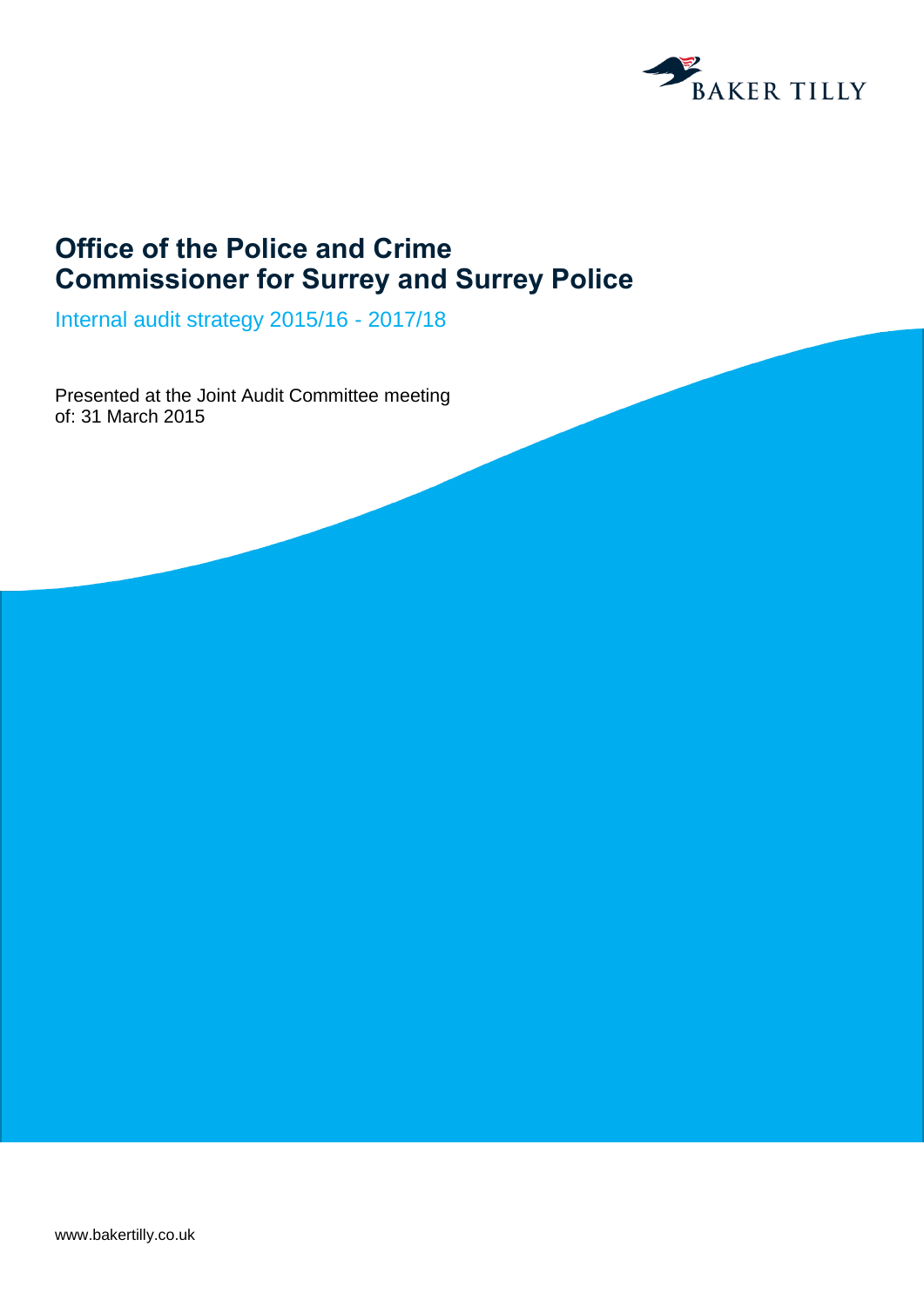# Office of the Police and Crime Commissioner for Surrey and Surrey Police

Internal audit strategy 2015/16 - 2017/18

Presented at the Joint Audit Committee meeting of: 31 March 2015

www.bakertilly.co.uk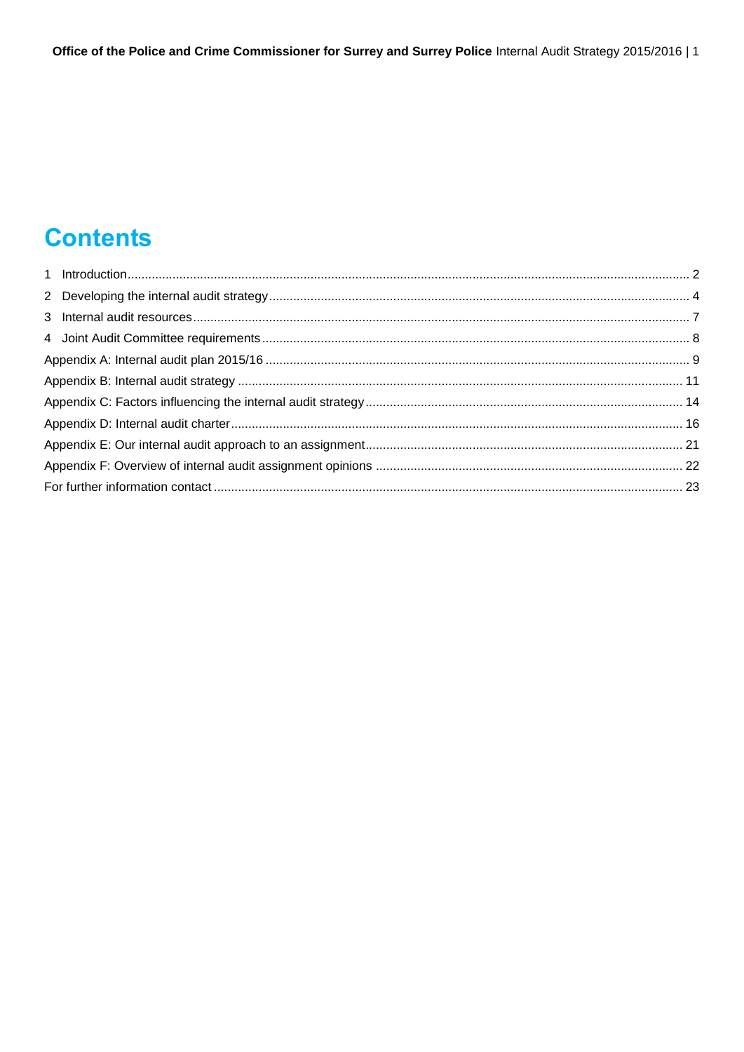# Contents

1 Introduction ..................................................... 2
2 Developing the internal audit strategy ..................................................... 4
3 Internal audit resources ..................................................... 7
4 Joint Audit Committee requirements ..................................................... 8
Appendix A: Internal audit plan 2015/16 ..................................................... 9
Appendix B: Internal audit strategy ..................................................... 11
Appendix C: Factors influencing the internal audit strategy ..................................................... 14
Appendix D: Internal audit charter ..................................................... 16
Appendix E: Our internal audit approach to an assignment ..................................................... 21
Appendix F: Overview of internal audit assignment opinions ..................................................... 22
For further information contact ..................................................... 23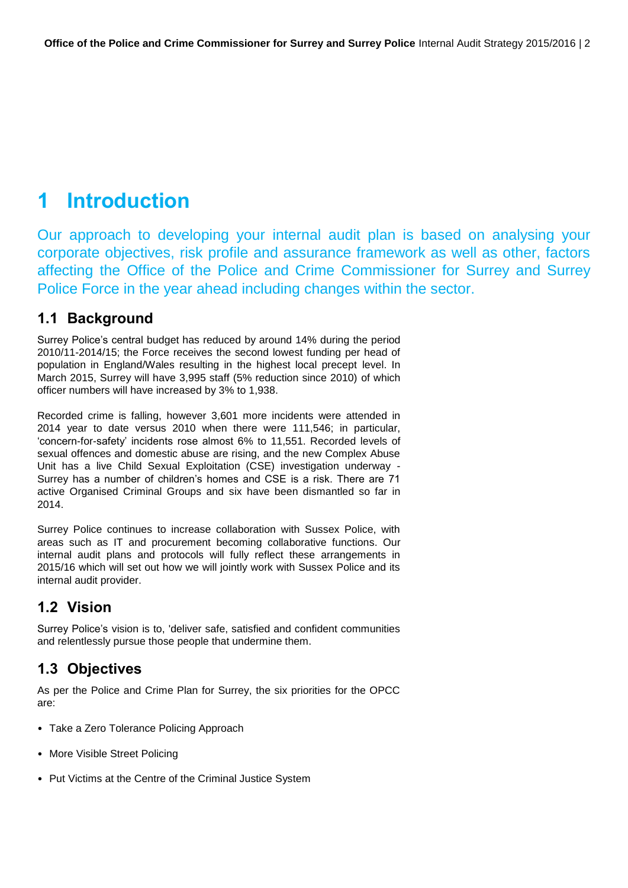# 1 Introduction

Our approach to developing your internal audit plan is based on analysing your corporate objectives, risk profile and assurance framework as well as other, factors affecting the Office of the Police and Crime Commissioner for Surrey and Surrey Police Force in the year ahead including changes within the sector.

## 1.1 Background

Surrey Police's central budget has reduced by around 14% during the period 2010/11-2014/15; the Force receives the second lowest funding per head of population in England/Wales resulting in the highest local precept level. In March 2015, Surrey will have 3,995 staff (5% reduction since 2010) of which officer numbers will have increased by 3% to 1,938.

Recorded crime is falling, however 3,601 more incidents were attended in 2014 year to date versus 2010 when there were 111,546; in particular, 'concern-for-safety' incidents rose almost 6% to 11,551. Recorded levels of sexual offences and domestic abuse are rising, and the new Complex Abuse Unit has a live Child Sexual Exploitation (CSE) investigation underway - Surrey has a number of children's homes and CSE is a risk. There are 71 active Organised Criminal Groups and six have been dismantled so far in 2014.

Surrey Police continues to increase collaboration with Sussex Police, with areas such as IT and procurement becoming collaborative functions. Our internal audit plans and protocols will fully reflect these arrangements in 2015/16 which will set out how we will jointly work with Sussex Police and its internal audit provider.

## 1.2 Vision

Surrey Police's vision is to, 'deliver safe, satisfied and confident communities and relentlessly pursue those people that undermine them.

## 1.3 Objectives

As per the Police and Crime Plan for Surrey, the six priorities for the OPCC are:

- Take a Zero Tolerance Policing Approach
- More Visible Street Policing
- Put Victims at the Centre of the Criminal Justice System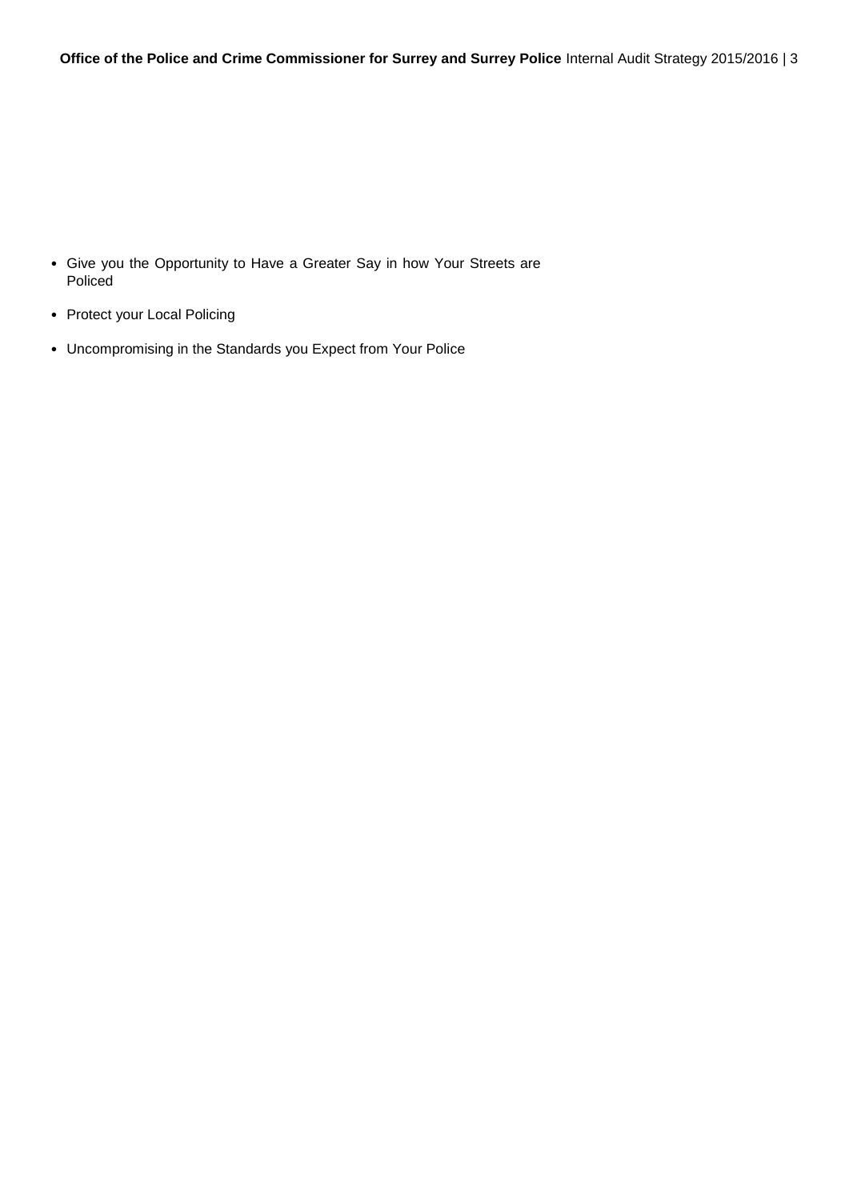- Give you the Opportunity to Have a Greater Say in how Your Streets are Policed
- Protect your Local Policing
- Uncompromising in the Standards you Expect from Your Police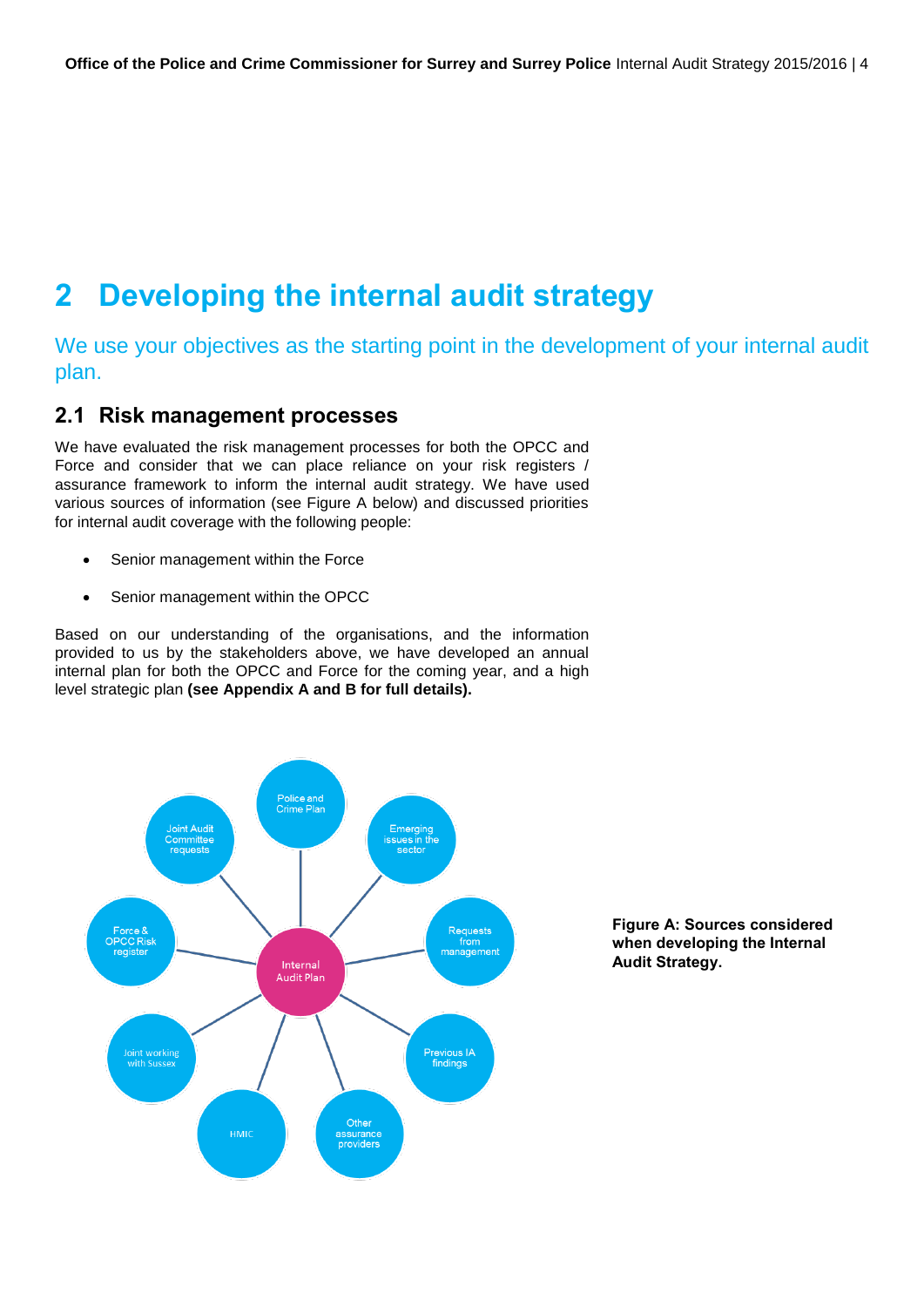# 2 Developing the internal audit strategy

We use your objectives as the starting point in the development of your internal audit plan.

## 2.1 Risk management processes

We have evaluated the risk management processes for both the OPCC and Force and consider that we can place reliance on your risk registers / assurance framework to inform the internal audit strategy. We have used various sources of information (see Figure A below) and discussed priorities for internal audit coverage with the following people:

- Senior management within the Force
- Senior management within the OPCC

Based on our understanding of the organisations, and the information provided to us by the stakeholders above, we have developed an annual internal plan for both the OPCC and Force for the coming year, and a high level strategic plan **(see Appendix A and B for full details).**

Internal Audit Plan

Police and Crime Plan

Emerging issues in the sector

Requests from management

Previous IA findings

Other assurance providers

HMIC

Joint working with Sussex

Force & OPCC Risk register

Joint Audit Committee requests

**Figure A: Sources considered when developing the Internal Audit Strategy.**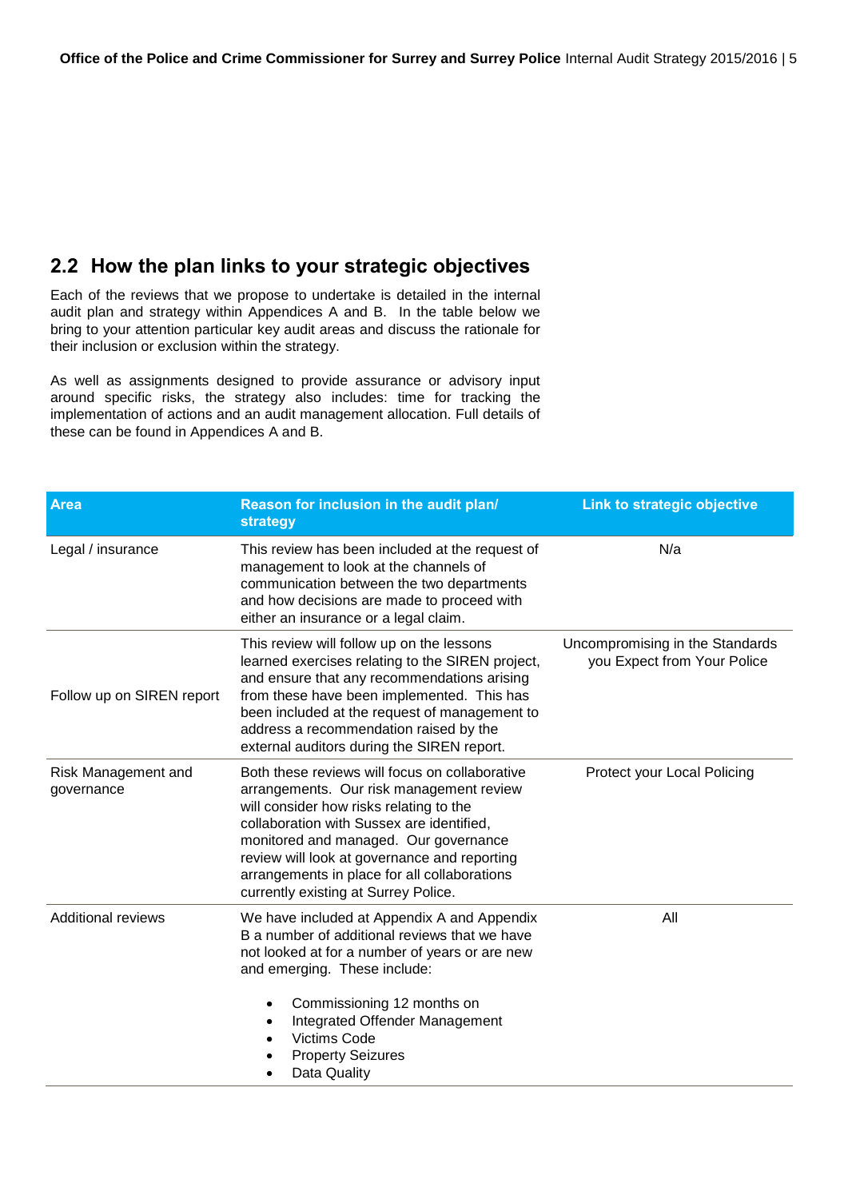## 2.2 How the plan links to your strategic objectives

Each of the reviews that we propose to undertake is detailed in the internal audit plan and strategy within Appendices A and B. In the table below we bring to your attention particular key audit areas and discuss the rationale for their inclusion or exclusion within the strategy.

As well as assignments designed to provide assurance or advisory input around specific risks, the strategy also includes: time for tracking the implementation of actions and an audit management allocation. Full details of these can be found in Appendices A and B.

| Area | Reason for inclusion in the audit plan/ strategy | Link to strategic objective |
|---|---|---|
| Legal / insurance | This review has been included at the request of management to look at the channels of communication between the two departments and how decisions are made to proceed with either an insurance or a legal claim. | N/a |
| Follow up on SIREN report | This review will follow up on the lessons learned exercises relating to the SIREN project, and ensure that any recommendations arising from these have been implemented. This has been included at the request of management to address a recommendation raised by the external auditors during the SIREN report. | Uncompromising in the Standards you Expect from Your Police |
| Risk Management and governance | Both these reviews will focus on collaborative arrangements. Our risk management review will consider how risks relating to the collaboration with Sussex are identified, monitored and managed. Our governance review will look at governance and reporting arrangements in place for all collaborations currently existing at Surrey Police. | Protect your Local Policing |
| Additional reviews | We have included at Appendix A and Appendix B a number of additional reviews that we have not looked at for a number of years or are new and emerging. These include:<br><br>• Commissioning 12 months on<br>• Integrated Offender Management<br>• Victims Code<br>• Property Seizures<br>• Data Quality | All |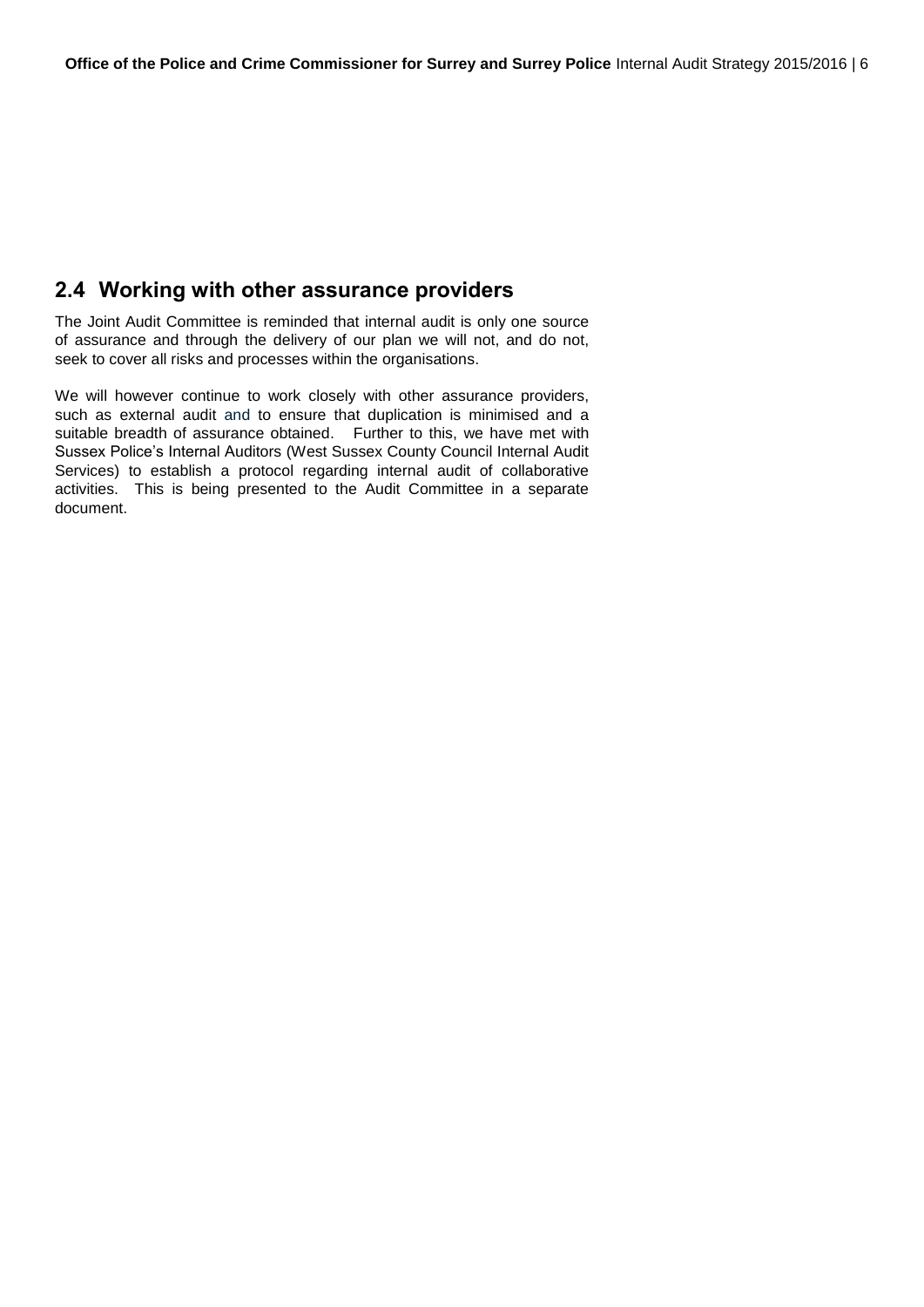## 2.4 Working with other assurance providers

The Joint Audit Committee is reminded that internal audit is only one source of assurance and through the delivery of our plan we will not, and do not, seek to cover all risks and processes within the organisations.

We will however continue to work closely with other assurance providers, such as external audit and to ensure that duplication is minimised and a suitable breadth of assurance obtained. Further to this, we have met with Sussex Police's Internal Auditors (West Sussex County Council Internal Audit Services) to establish a protocol regarding internal audit of collaborative activities. This is being presented to the Audit Committee in a separate document.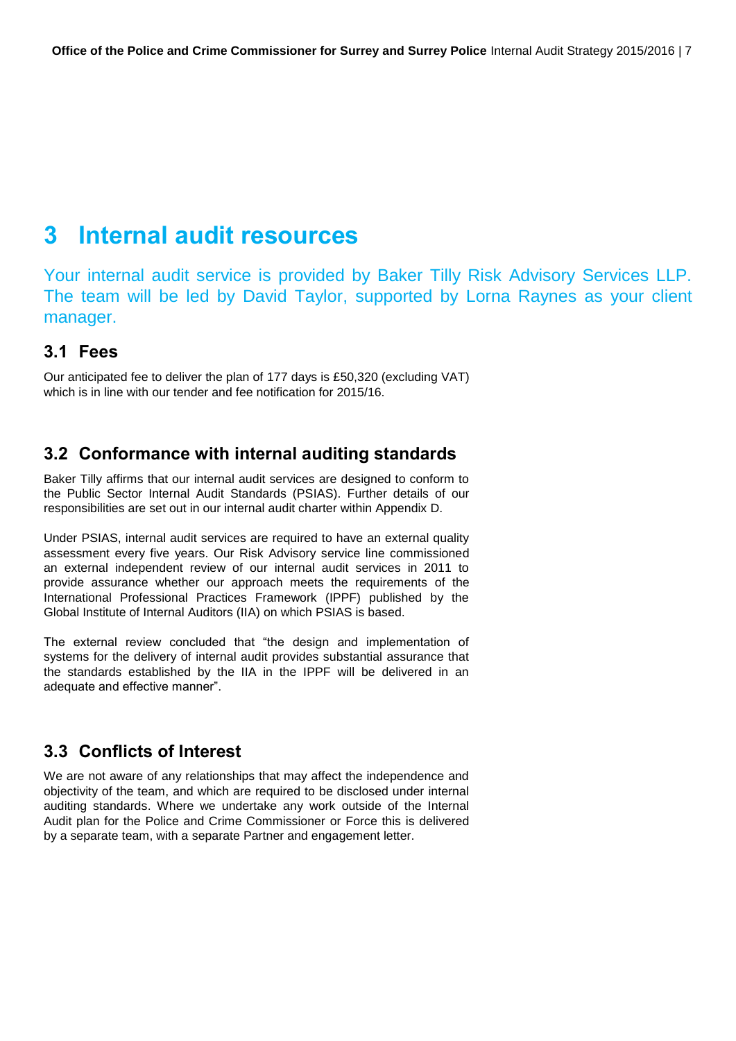# 3 Internal audit resources

Your internal audit service is provided by Baker Tilly Risk Advisory Services LLP. The team will be led by David Taylor, supported by Lorna Raynes as your client manager.

## 3.1 Fees

Our anticipated fee to deliver the plan of 177 days is £50,320 (excluding VAT) which is in line with our tender and fee notification for 2015/16.

## 3.2 Conformance with internal auditing standards

Baker Tilly affirms that our internal audit services are designed to conform to the Public Sector Internal Audit Standards (PSIAS). Further details of our responsibilities are set out in our internal audit charter within Appendix D.

Under PSIAS, internal audit services are required to have an external quality assessment every five years. Our Risk Advisory service line commissioned an external independent review of our internal audit services in 2011 to provide assurance whether our approach meets the requirements of the International Professional Practices Framework (IPPF) published by the Global Institute of Internal Auditors (IIA) on which PSIAS is based.

The external review concluded that "the design and implementation of systems for the delivery of internal audit provides substantial assurance that the standards established by the IIA in the IPPF will be delivered in an adequate and effective manner".

## 3.3 Conflicts of Interest

We are not aware of any relationships that may affect the independence and objectivity of the team, and which are required to be disclosed under internal auditing standards. Where we undertake any work outside of the Internal Audit plan for the Police and Crime Commissioner or Force this is delivered by a separate team, with a separate Partner and engagement letter.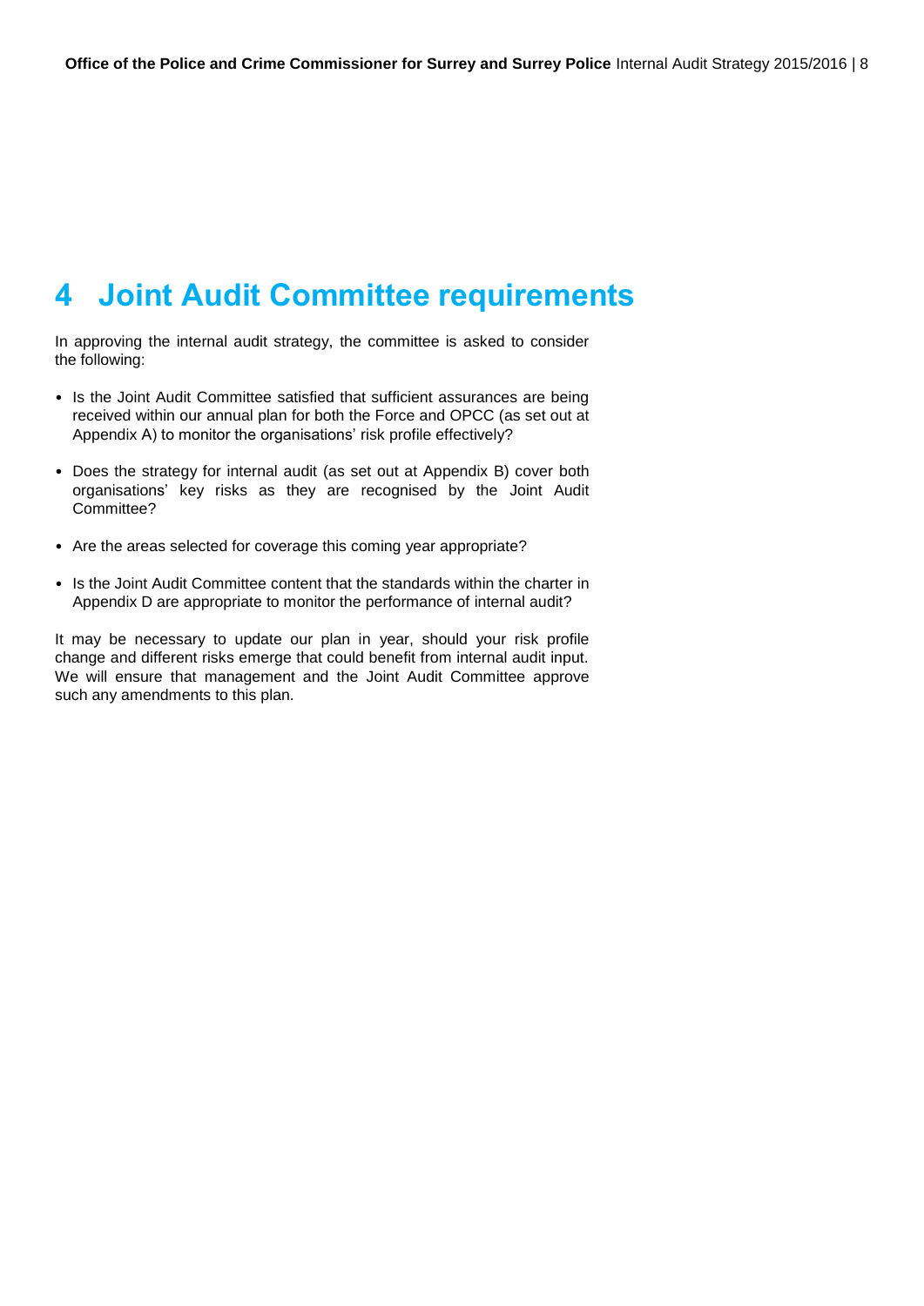# 4 Joint Audit Committee requirements

In approving the internal audit strategy, the committee is asked to consider the following:

- Is the Joint Audit Committee satisfied that sufficient assurances are being received within our annual plan for both the Force and OPCC (as set out at Appendix A) to monitor the organisations' risk profile effectively?
- Does the strategy for internal audit (as set out at Appendix B) cover both organisations' key risks as they are recognised by the Joint Audit Committee?
- Are the areas selected for coverage this coming year appropriate?
- Is the Joint Audit Committee content that the standards within the charter in Appendix D are appropriate to monitor the performance of internal audit?

It may be necessary to update our plan in year, should your risk profile change and different risks emerge that could benefit from internal audit input. We will ensure that management and the Joint Audit Committee approve such any amendments to this plan.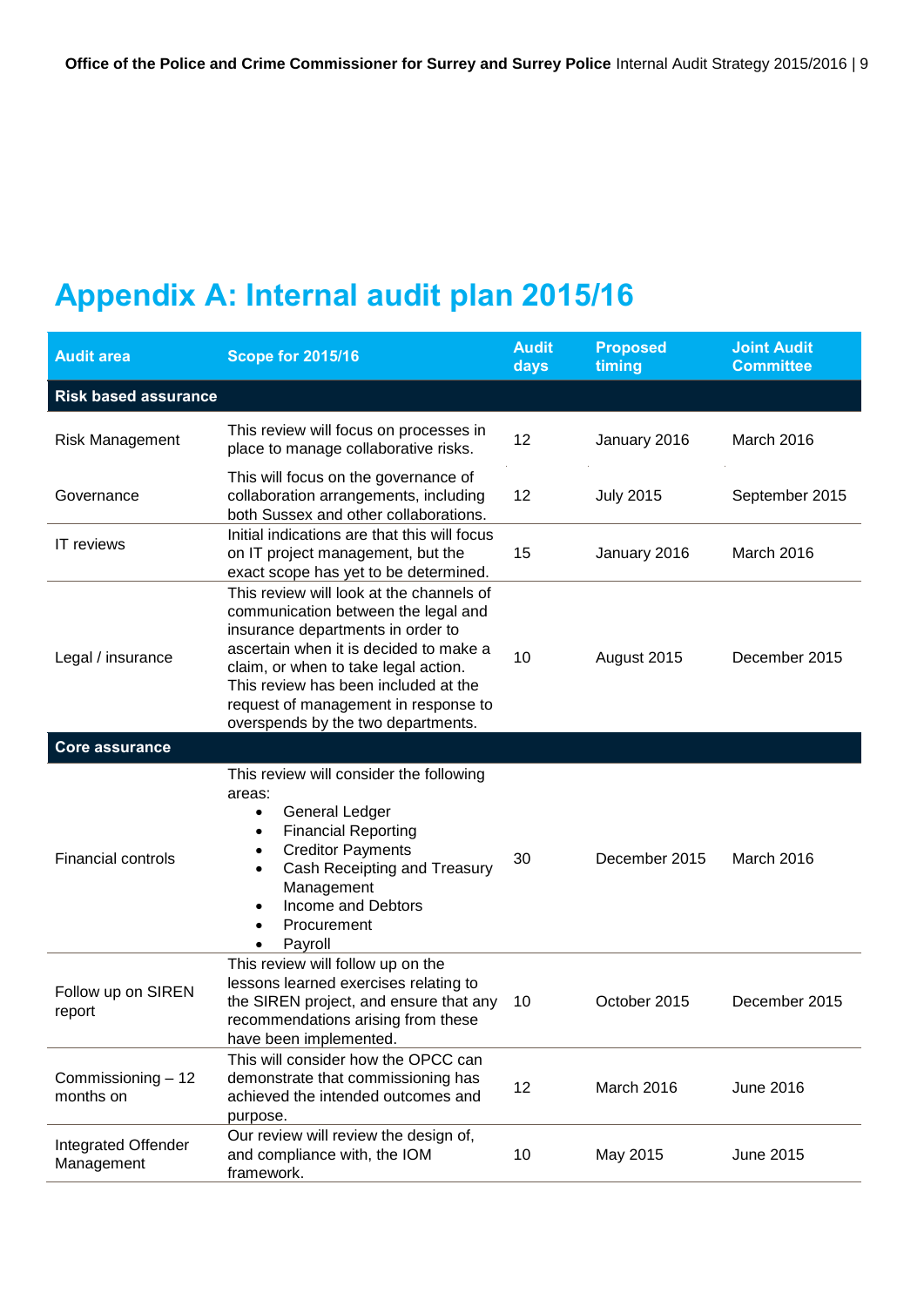# Appendix A: Internal audit plan 2015/16

| Audit area | Scope for 2015/16 | Audit days | Proposed timing | Joint Audit Committee |
|---|---|---|---|---|
| **Risk based assurance** | | | | |
| Risk Management | This review will focus on processes in place to manage collaborative risks. | 12 | January 2016 | March 2016 |
| Governance | This will focus on the governance of collaboration arrangements, including both Sussex and other collaborations. | 12 | July 2015 | September 2015 |
| IT reviews | Initial indications are that this will focus on IT project management, but the exact scope has yet to be determined. | 15 | January 2016 | March 2016 |
| Legal / insurance | This review will look at the channels of communication between the legal and insurance departments in order to ascertain when it is decided to make a claim, or when to take legal action. This review has been included at the request of management in response to overspends by the two departments. | 10 | August 2015 | December 2015 |
| **Core assurance** | | | | |
| Financial controls | This review will consider the following areas: <br>• General Ledger <br>• Financial Reporting <br>• Creditor Payments <br>• Cash Receipting and Treasury Management <br>• Income and Debtors <br>• Procurement <br>• Payroll | 30 | December 2015 | March 2016 |
| Follow up on SIREN report | This review will follow up on the lessons learned exercises relating to the SIREN project, and ensure that any recommendations arising from these have been implemented. | 10 | October 2015 | December 2015 |
| Commissioning – 12 months on | This will consider how the OPCC can demonstrate that commissioning has achieved the intended outcomes and purpose. | 12 | March 2016 | June 2016 |
| Integrated Offender Management | Our review will review the design of, and compliance with, the IOM framework. | 10 | May 2015 | June 2015 |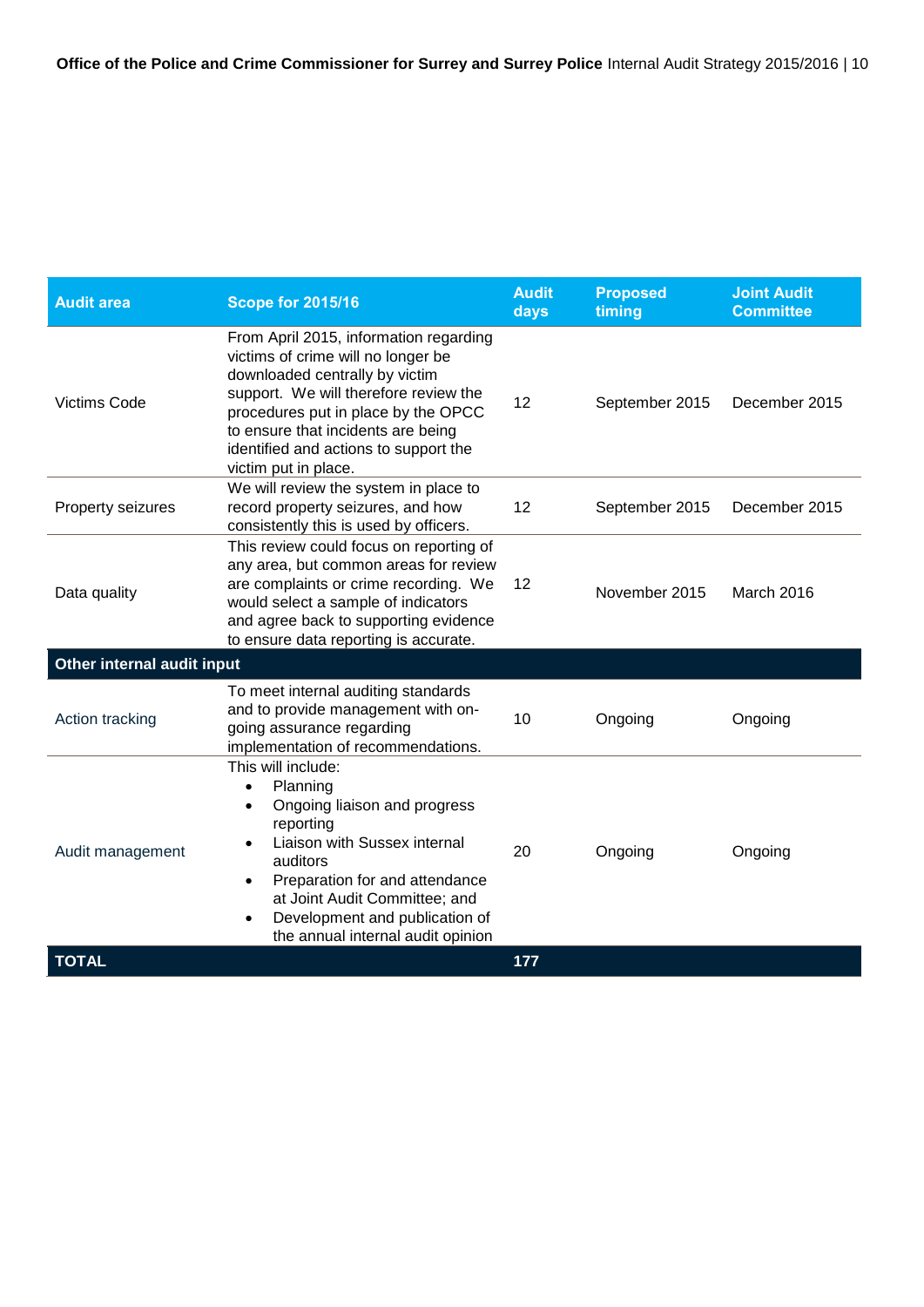| Audit area | Scope for 2015/16 | Audit days | Proposed timing | Joint Audit Committee |
|---|---|---|---|---|
| Victims Code | From April 2015, information regarding victims of crime will no longer be downloaded centrally by victim support. We will therefore review the procedures put in place by the OPCC to ensure that incidents are being identified and actions to support the victim put in place. | 12 | September 2015 | December 2015 |
| Property seizures | We will review the system in place to record property seizures, and how consistently this is used by officers. | 12 | September 2015 | December 2015 |
| Data quality | This review could focus on reporting of any area, but common areas for review are complaints or crime recording. We would select a sample of indicators and agree back to supporting evidence to ensure data reporting is accurate. | 12 | November 2015 | March 2016 |
| **Other internal audit input** | | | | |
| Action tracking | To meet internal auditing standards and to provide management with on-going assurance regarding implementation of recommendations. | 10 | Ongoing | Ongoing |
| Audit management | This will include: <br>• Planning <br>• Ongoing liaison and progress reporting <br>• Liaison with Sussex internal auditors <br>• Preparation for and attendance at Joint Audit Committee; and <br>• Development and publication of the annual internal audit opinion | 20 | Ongoing | Ongoing |
| **TOTAL** | | **177** | | |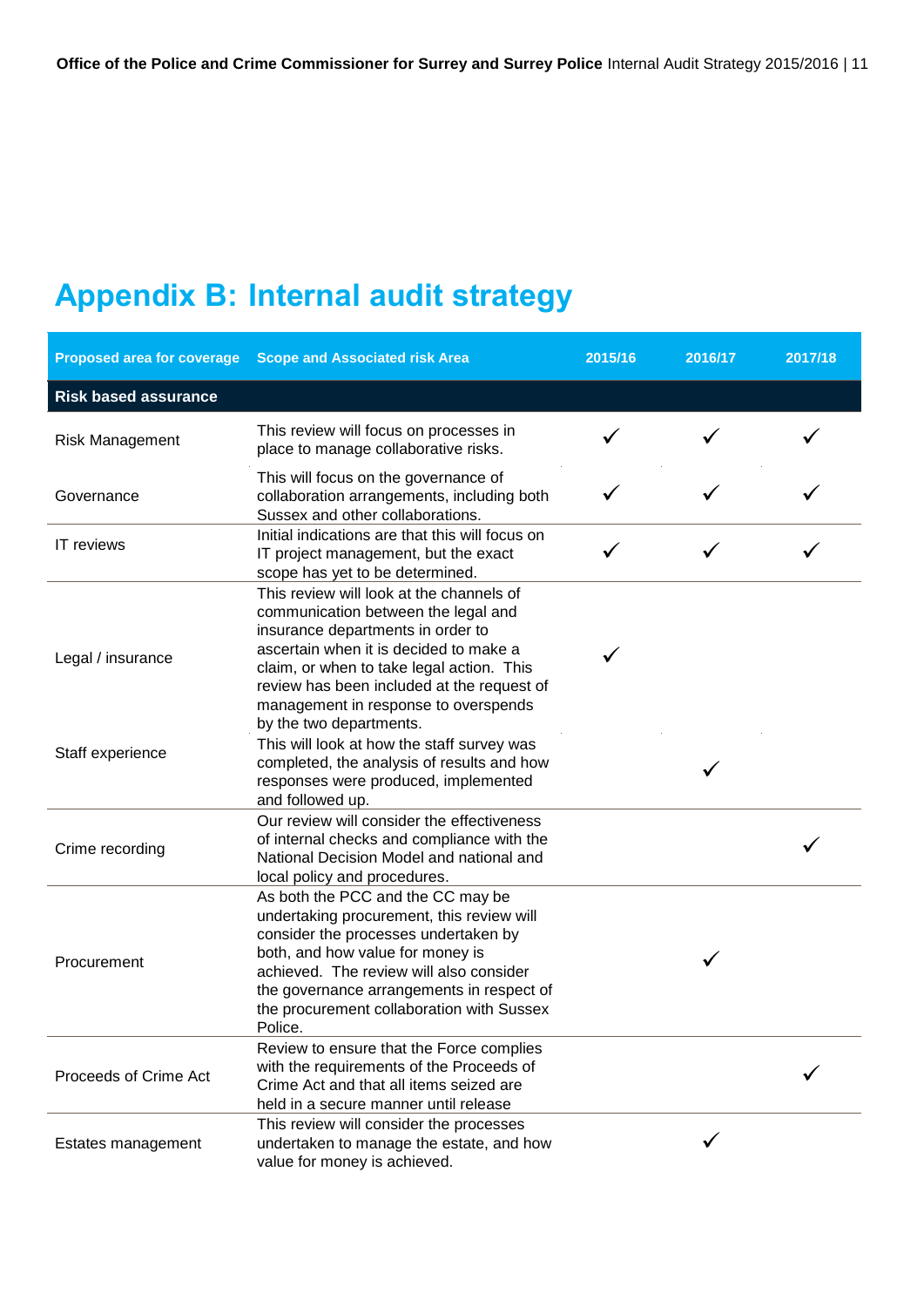# Appendix B: Internal audit strategy

| Proposed area for coverage | Scope and Associated risk Area | 2015/16 | 2016/17 | 2017/18 |
|---|---|---|---|---|
| **Risk based assurance** | | | | |
| Risk Management | This review will focus on processes in place to manage collaborative risks. | ✓ | ✓ | ✓ |
| Governance | This will focus on the governance of collaboration arrangements, including both Sussex and other collaborations. | ✓ | ✓ | ✓ |
| IT reviews | Initial indications are that this will focus on IT project management, but the exact scope has yet to be determined. | ✓ | ✓ | ✓ |
| Legal / insurance | This review will look at the channels of communication between the legal and insurance departments in order to ascertain when it is decided to make a claim, or when to take legal action. This review has been included at the request of management in response to overspends by the two departments. | ✓ | | |
| Staff experience | This will look at how the staff survey was completed, the analysis of results and how responses were produced, implemented and followed up. | | ✓ | |
| Crime recording | Our review will consider the effectiveness of internal checks and compliance with the National Decision Model and national and local policy and procedures. | | | ✓ |
| Procurement | As both the PCC and the CC may be undertaking procurement, this review will consider the processes undertaken by both, and how value for money is achieved. The review will also consider the governance arrangements in respect of the procurement collaboration with Sussex Police. | | ✓ | |
| Proceeds of Crime Act | Review to ensure that the Force complies with the requirements of the Proceeds of Crime Act and that all items seized are held in a secure manner until release | | | ✓ |
| Estates management | This review will consider the processes undertaken to manage the estate, and how value for money is achieved. | | ✓ | |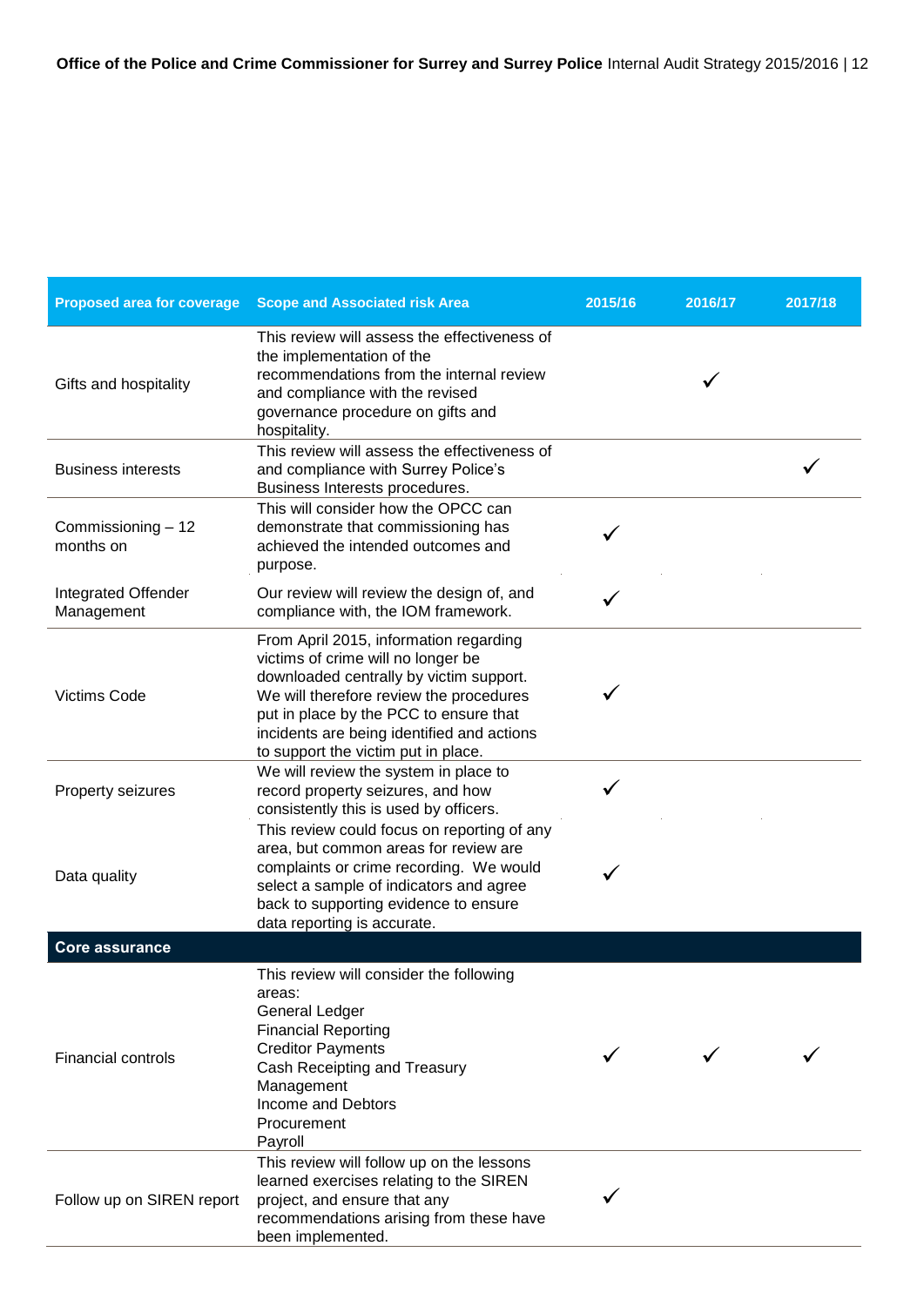| Proposed area for coverage | Scope and Associated risk Area | 2015/16 | 2016/17 | 2017/18 |
|---|---|---|---|---|
| Gifts and hospitality | This review will assess the effectiveness of the implementation of the recommendations from the internal review and compliance with the revised governance procedure on gifts and hospitality. | | ✓ | |
| Business interests | This review will assess the effectiveness of and compliance with Surrey Police's Business Interests procedures. | | | ✓ |
| Commissioning – 12 months on | This will consider how the OPCC can demonstrate that commissioning has achieved the intended outcomes and purpose. | ✓ | | |
| Integrated Offender Management | Our review will review the design of, and compliance with, the IOM framework. | ✓ | | |
| Victims Code | From April 2015, information regarding victims of crime will no longer be downloaded centrally by victim support. We will therefore review the procedures put in place by the PCC to ensure that incidents are being identified and actions to support the victim put in place. | ✓ | | |
| Property seizures | We will review the system in place to record property seizures, and how consistently this is used by officers. | ✓ | | |
| Data quality | This review could focus on reporting of any area, but common areas for review are complaints or crime recording. We would select a sample of indicators and agree back to supporting evidence to ensure data reporting is accurate. | ✓ | | |
| **Core assurance** | | | | |
| Financial controls | This review will consider the following areas:<br>General Ledger<br>Financial Reporting<br>Creditor Payments<br>Cash Receipting and Treasury Management<br>Income and Debtors<br>Procurement<br>Payroll | ✓ | ✓ | ✓ |
| Follow up on SIREN report | This review will follow up on the lessons learned exercises relating to the SIREN project, and ensure that any recommendations arising from these have been implemented. | ✓ | | |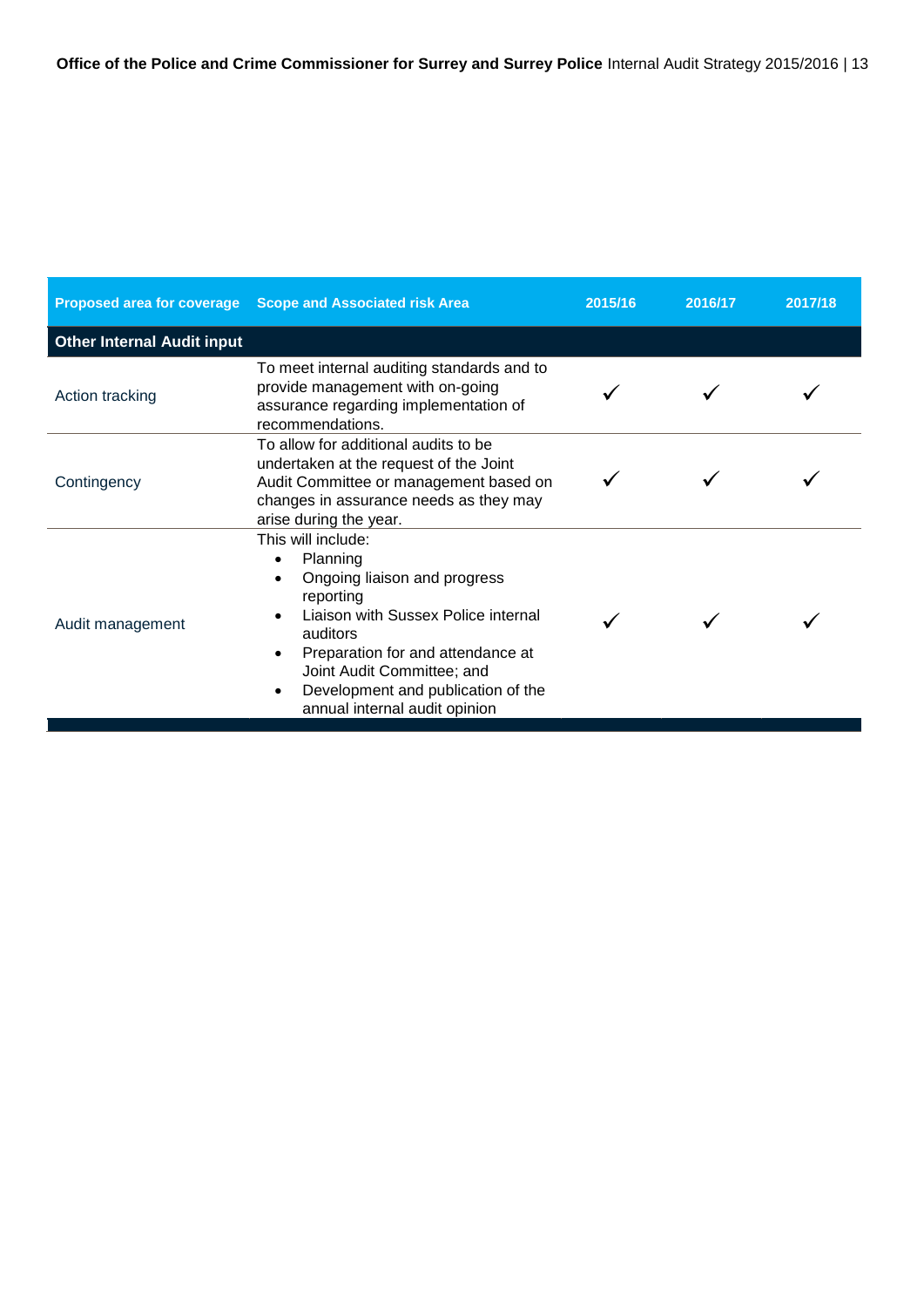| Proposed area for coverage | Scope and Associated risk Area | 2015/16 | 2016/17 | 2017/18 |
|---|---|---|---|---|
| **Other Internal Audit input** | | | | |
| Action tracking | To meet internal auditing standards and to provide management with on-going assurance regarding implementation of recommendations. | ✓ | ✓ | ✓ |
| Contingency | To allow for additional audits to be undertaken at the request of the Joint Audit Committee or management based on changes in assurance needs as they may arise during the year. | ✓ | ✓ | ✓ |
| Audit management | This will include: • Planning • Ongoing liaison and progress reporting • Liaison with Sussex Police internal auditors • Preparation for and attendance at Joint Audit Committee; and • Development and publication of the annual internal audit opinion | ✓ | ✓ | ✓ |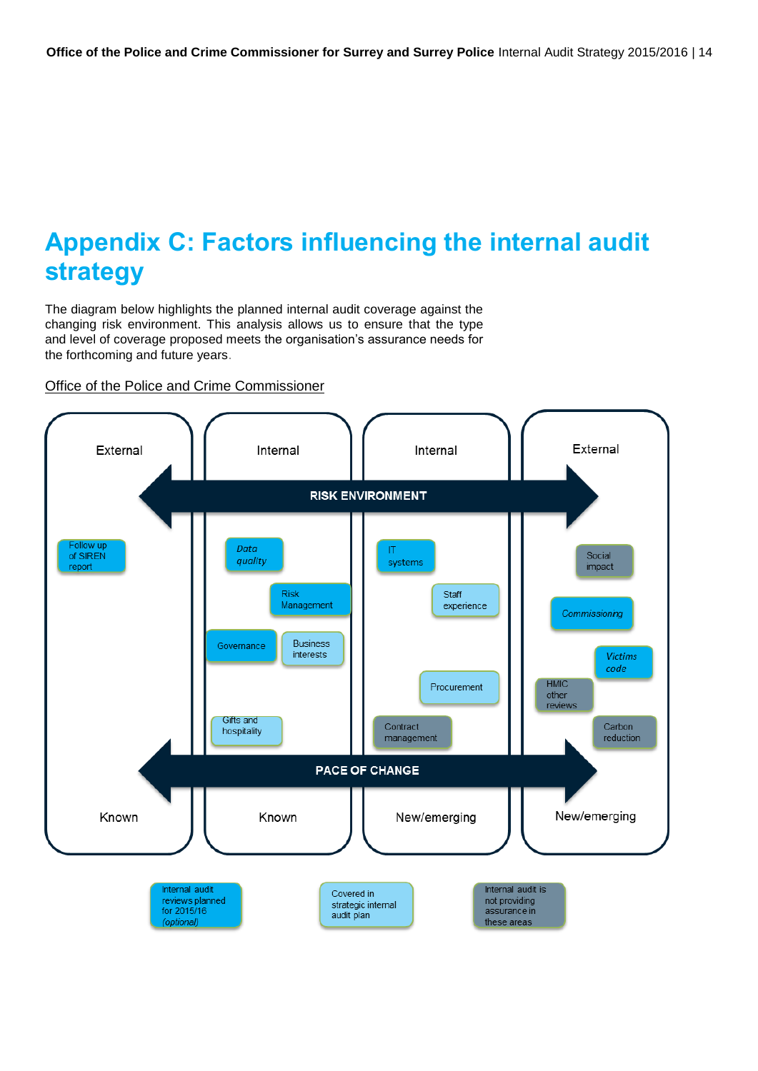# Appendix C: Factors influencing the internal audit strategy

The diagram below highlights the planned internal audit coverage against the changing risk environment. This analysis allows us to ensure that the type and level of coverage proposed meets the organisation's assurance needs for the forthcoming and future years.

Office of the Police and Crime Commissioner

| External | Internal | Internal | External |
|---|---|---|---|
| **RISK ENVIRONMENT** | | | |
| Follow up of SIREN report | *Data quality* | IT systems | Social impact |
| | Risk Management | Staff experience | Commissioning |
| | Governance | | *Victims code* |
| | Business interests | Procurement | HMIC other reviews |
| | Gifts and hospitality | Contract management | Carbon reduction |
| **PACE OF CHANGE** | | | |
| Known | Known | New/emerging | New/emerging |

Key:

- Internal audit reviews planned for 2015/16 *(optional)*
- Covered in strategic internal audit plan
- Internal audit is not providing assurance in these areas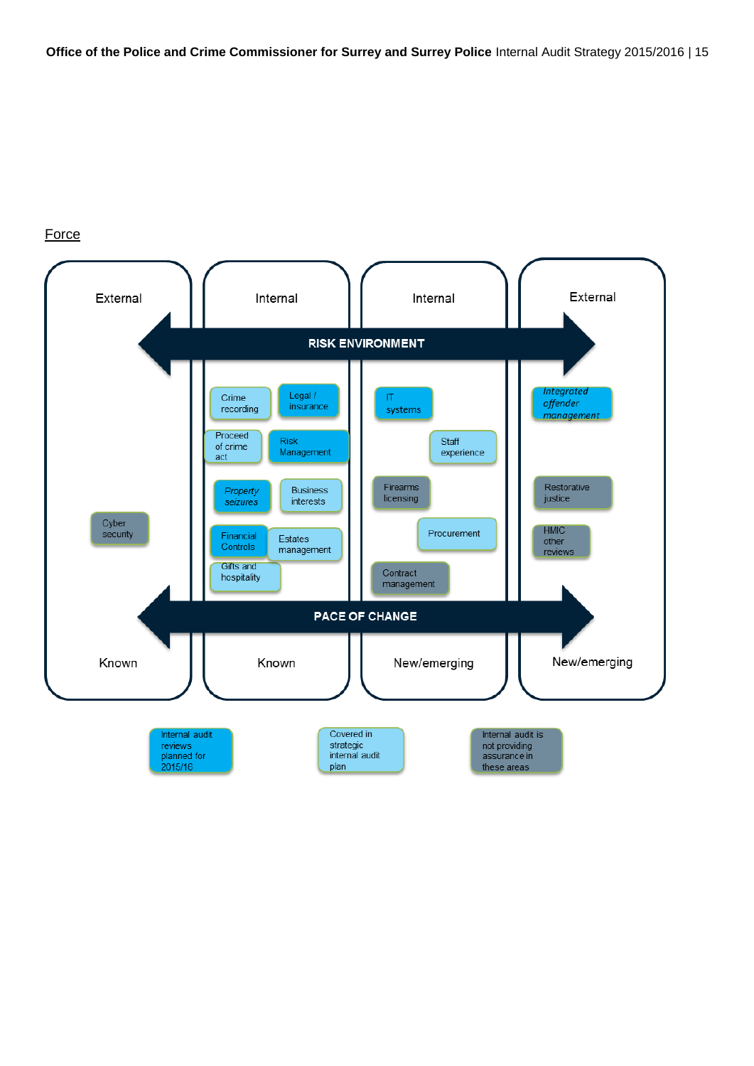Force

External

Internal

Internal

External

RISK ENVIRONMENT

Crime recording

Legal / insurance

IT systems

*Integrated offender management*

Proceed of crime act

Risk Management

Staff experience

*Property seizures*

Business interests

Firearms licensing

Restorative justice

Cyber security

Financial Controls

Estates management

Procurement

HMIC other reviews

Gifts and hospitality

Contract management

PACE OF CHANGE

Known

Known

New/emerging

New/emerging

Internal audit reviews planned for 2015/16

Covered in strategic internal audit plan

Internal audit is not providing assurance in these areas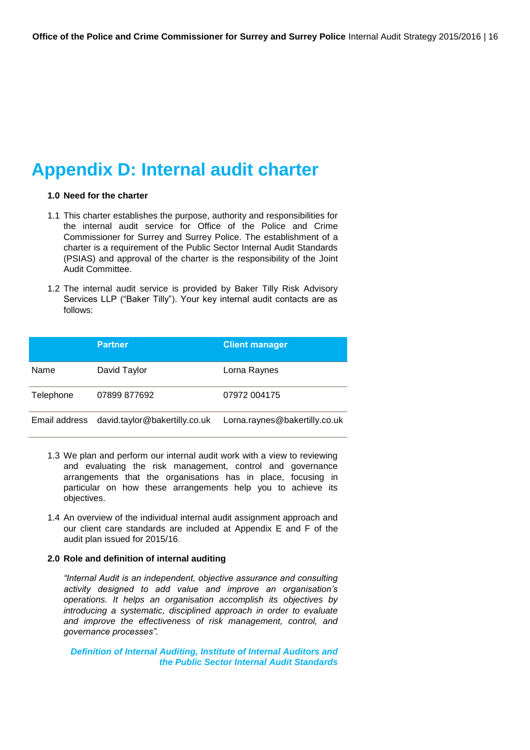# Appendix D: Internal audit charter

**1.0 Need for the charter**

1.1 This charter establishes the purpose, authority and responsibilities for the internal audit service for Office of the Police and Crime Commissioner for Surrey and Surrey Police. The establishment of a charter is a requirement of the Public Sector Internal Audit Standards (PSIAS) and approval of the charter is the responsibility of the Joint Audit Committee.

1.2 The internal audit service is provided by Baker Tilly Risk Advisory Services LLP ("Baker Tilly"). Your key internal audit contacts are as follows:

| | Partner | Client manager |
|---|---|---|
| Name | David Taylor | Lorna Raynes |
| Telephone | 07899 877692 | 07972 004175 |
| Email address | david.taylor@bakertilly.co.uk | Lorna.raynes@bakertilly.co.uk |

1.3 We plan and perform our internal audit work with a view to reviewing and evaluating the risk management, control and governance arrangements that the organisations has in place, focusing in particular on how these arrangements help you to achieve its objectives.

1.4 An overview of the individual internal audit assignment approach and our client care standards are included at Appendix E and F of the audit plan issued for 2015/16.

**2.0 Role and definition of internal auditing**

*"Internal Audit is an independent, objective assurance and consulting activity designed to add value and improve an organisation's operations. It helps an organisation accomplish its objectives by introducing a systematic, disciplined approach in order to evaluate and improve the effectiveness of risk management, control, and governance processes".*

***Definition of Internal Auditing, Institute of Internal Auditors and the Public Sector Internal Audit Standards***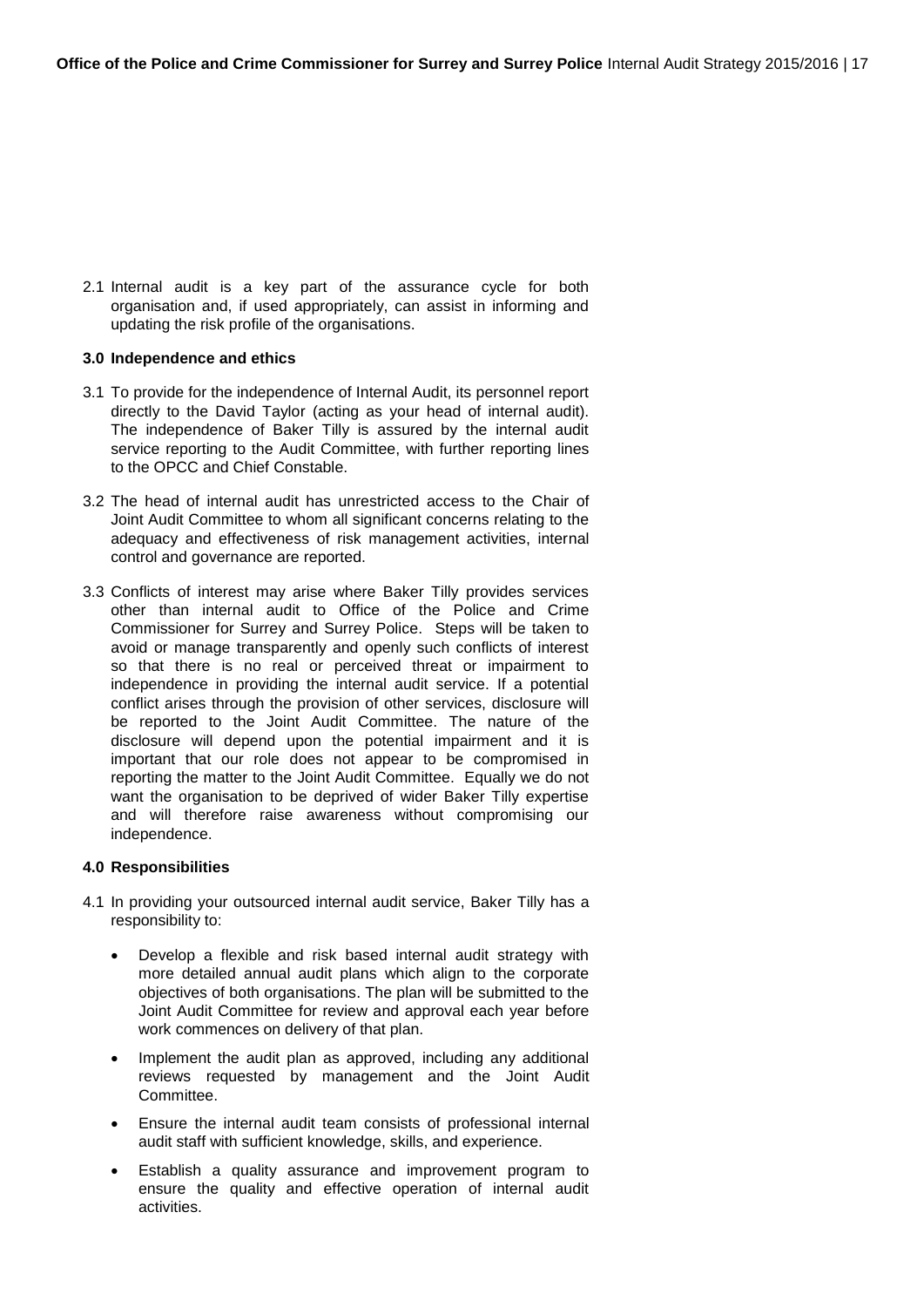2.1 Internal audit is a key part of the assurance cycle for both organisation and, if used appropriately, can assist in informing and updating the risk profile of the organisations.

### 3.0 Independence and ethics

3.1 To provide for the independence of Internal Audit, its personnel report directly to the David Taylor (acting as your head of internal audit). The independence of Baker Tilly is assured by the internal audit service reporting to the Audit Committee, with further reporting lines to the OPCC and Chief Constable.

3.2 The head of internal audit has unrestricted access to the Chair of Joint Audit Committee to whom all significant concerns relating to the adequacy and effectiveness of risk management activities, internal control and governance are reported.

3.3 Conflicts of interest may arise where Baker Tilly provides services other than internal audit to Office of the Police and Crime Commissioner for Surrey and Surrey Police. Steps will be taken to avoid or manage transparently and openly such conflicts of interest so that there is no real or perceived threat or impairment to independence in providing the internal audit service. If a potential conflict arises through the provision of other services, disclosure will be reported to the Joint Audit Committee. The nature of the disclosure will depend upon the potential impairment and it is important that our role does not appear to be compromised in reporting the matter to the Joint Audit Committee. Equally we do not want the organisation to be deprived of wider Baker Tilly expertise and will therefore raise awareness without compromising our independence.

### 4.0 Responsibilities

4.1 In providing your outsourced internal audit service, Baker Tilly has a responsibility to:

- Develop a flexible and risk based internal audit strategy with more detailed annual audit plans which align to the corporate objectives of both organisations. The plan will be submitted to the Joint Audit Committee for review and approval each year before work commences on delivery of that plan.
- Implement the audit plan as approved, including any additional reviews requested by management and the Joint Audit Committee.
- Ensure the internal audit team consists of professional internal audit staff with sufficient knowledge, skills, and experience.
- Establish a quality assurance and improvement program to ensure the quality and effective operation of internal audit activities.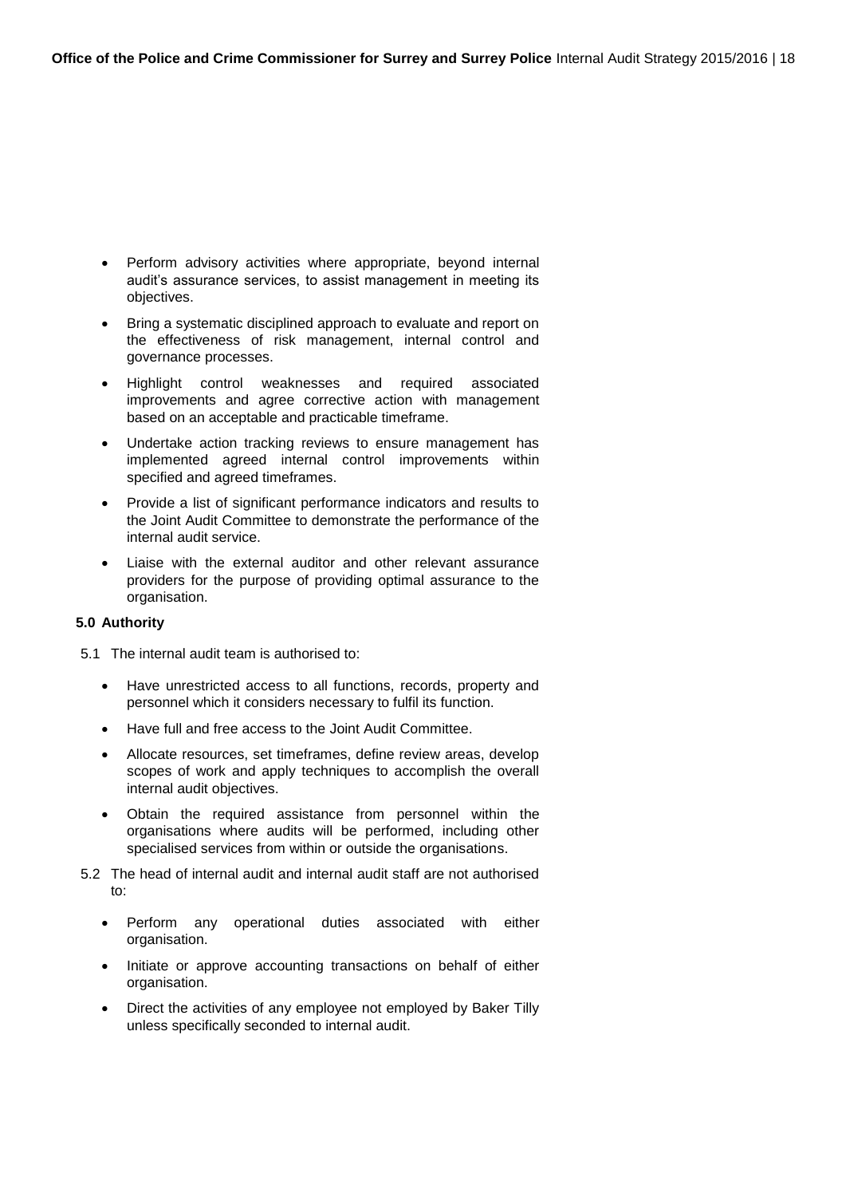- Perform advisory activities where appropriate, beyond internal audit's assurance services, to assist management in meeting its objectives.
- Bring a systematic disciplined approach to evaluate and report on the effectiveness of risk management, internal control and governance processes.
- Highlight control weaknesses and required associated improvements and agree corrective action with management based on an acceptable and practicable timeframe.
- Undertake action tracking reviews to ensure management has implemented agreed internal control improvements within specified and agreed timeframes.
- Provide a list of significant performance indicators and results to the Joint Audit Committee to demonstrate the performance of the internal audit service.
- Liaise with the external auditor and other relevant assurance providers for the purpose of providing optimal assurance to the organisation.

## 5.0 Authority

5.1 The internal audit team is authorised to:

- Have unrestricted access to all functions, records, property and personnel which it considers necessary to fulfil its function.
- Have full and free access to the Joint Audit Committee.
- Allocate resources, set timeframes, define review areas, develop scopes of work and apply techniques to accomplish the overall internal audit objectives.
- Obtain the required assistance from personnel within the organisations where audits will be performed, including other specialised services from within or outside the organisations.

5.2 The head of internal audit and internal audit staff are not authorised to:

- Perform any operational duties associated with either organisation.
- Initiate or approve accounting transactions on behalf of either organisation.
- Direct the activities of any employee not employed by Baker Tilly unless specifically seconded to internal audit.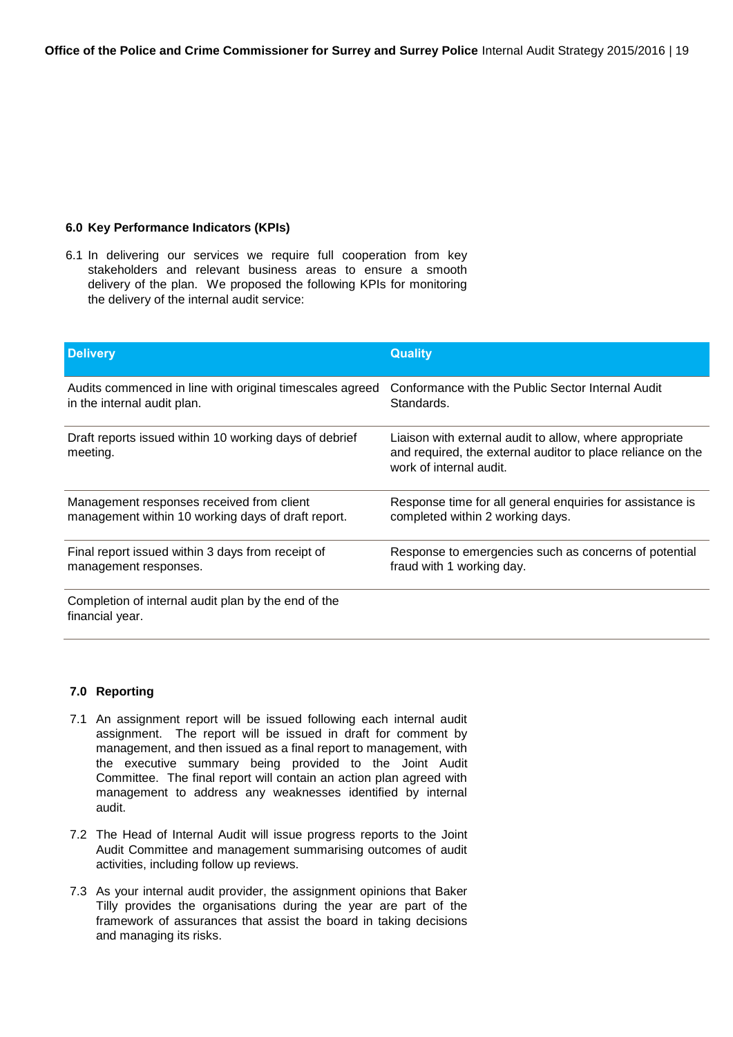## 6.0 Key Performance Indicators (KPIs)

6.1 In delivering our services we require full cooperation from key stakeholders and relevant business areas to ensure a smooth delivery of the plan. We proposed the following KPIs for monitoring the delivery of the internal audit service:

| Delivery | Quality |
|---|---|
| Audits commenced in line with original timescales agreed in the internal audit plan. | Conformance with the Public Sector Internal Audit Standards. |
| Draft reports issued within 10 working days of debrief meeting. | Liaison with external audit to allow, where appropriate and required, the external auditor to place reliance on the work of internal audit. |
| Management responses received from client management within 10 working days of draft report. | Response time for all general enquiries for assistance is completed within 2 working days. |
| Final report issued within 3 days from receipt of management responses. | Response to emergencies such as concerns of potential fraud with 1 working day. |
| Completion of internal audit plan by the end of the financial year. | |

## 7.0 Reporting

7.1 An assignment report will be issued following each internal audit assignment. The report will be issued in draft for comment by management, and then issued as a final report to management, with the executive summary being provided to the Joint Audit Committee. The final report will contain an action plan agreed with management to address any weaknesses identified by internal audit.

7.2 The Head of Internal Audit will issue progress reports to the Joint Audit Committee and management summarising outcomes of audit activities, including follow up reviews.

7.3 As your internal audit provider, the assignment opinions that Baker Tilly provides the organisations during the year are part of the framework of assurances that assist the board in taking decisions and managing its risks.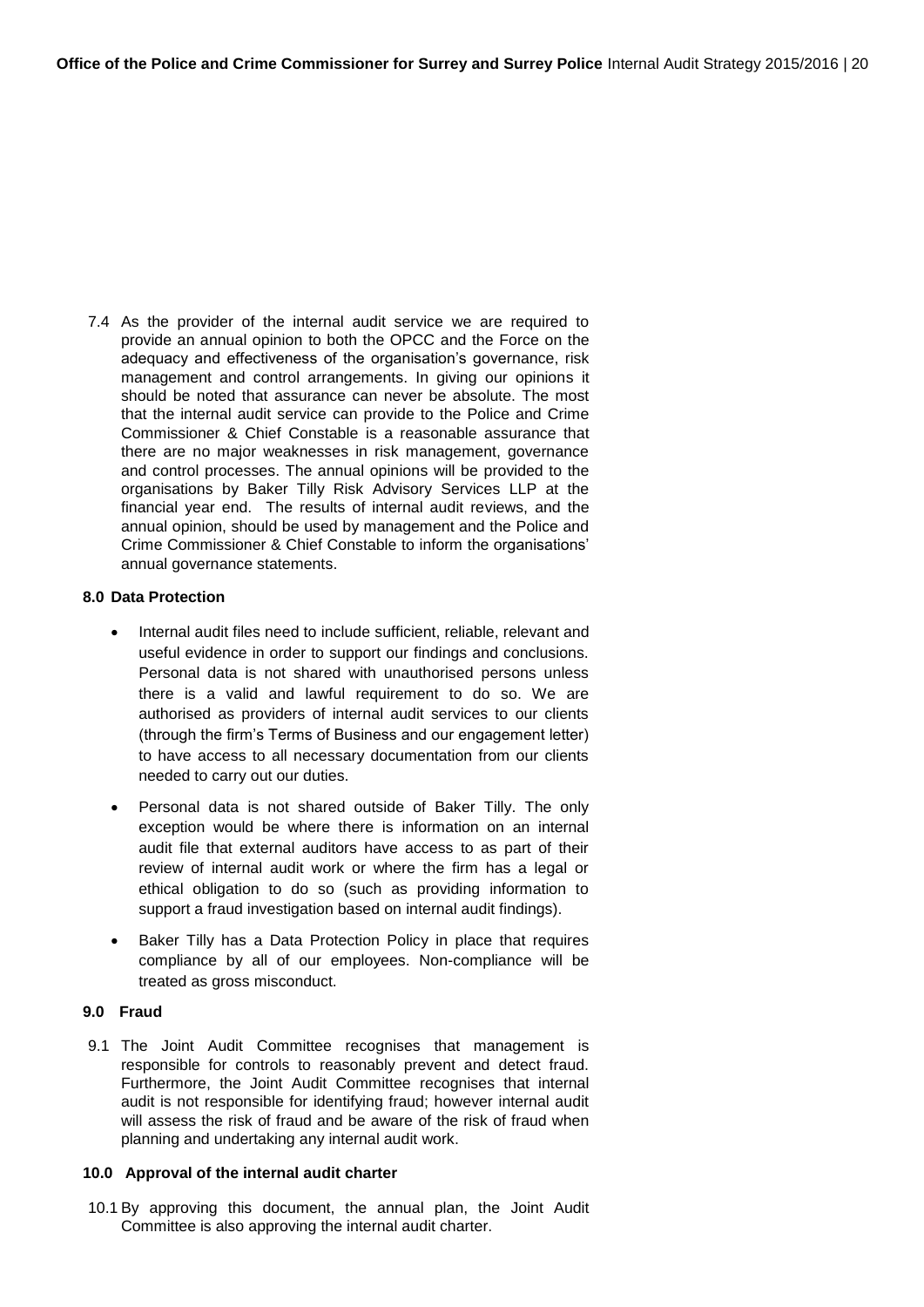7.4 As the provider of the internal audit service we are required to provide an annual opinion to both the OPCC and the Force on the adequacy and effectiveness of the organisation's governance, risk management and control arrangements. In giving our opinions it should be noted that assurance can never be absolute. The most that the internal audit service can provide to the Police and Crime Commissioner & Chief Constable is a reasonable assurance that there are no major weaknesses in risk management, governance and control processes. The annual opinions will be provided to the organisations by Baker Tilly Risk Advisory Services LLP at the financial year end. The results of internal audit reviews, and the annual opinion, should be used by management and the Police and Crime Commissioner & Chief Constable to inform the organisations' annual governance statements.

### 8.0 Data Protection

- Internal audit files need to include sufficient, reliable, relevant and useful evidence in order to support our findings and conclusions. Personal data is not shared with unauthorised persons unless there is a valid and lawful requirement to do so. We are authorised as providers of internal audit services to our clients (through the firm's Terms of Business and our engagement letter) to have access to all necessary documentation from our clients needed to carry out our duties.
- Personal data is not shared outside of Baker Tilly. The only exception would be where there is information on an internal audit file that external auditors have access to as part of their review of internal audit work or where the firm has a legal or ethical obligation to do so (such as providing information to support a fraud investigation based on internal audit findings).
- Baker Tilly has a Data Protection Policy in place that requires compliance by all of our employees. Non-compliance will be treated as gross misconduct.

### 9.0 Fraud

9.1 The Joint Audit Committee recognises that management is responsible for controls to reasonably prevent and detect fraud. Furthermore, the Joint Audit Committee recognises that internal audit is not responsible for identifying fraud; however internal audit will assess the risk of fraud and be aware of the risk of fraud when planning and undertaking any internal audit work.

### 10.0 Approval of the internal audit charter

10.1 By approving this document, the annual plan, the Joint Audit Committee is also approving the internal audit charter.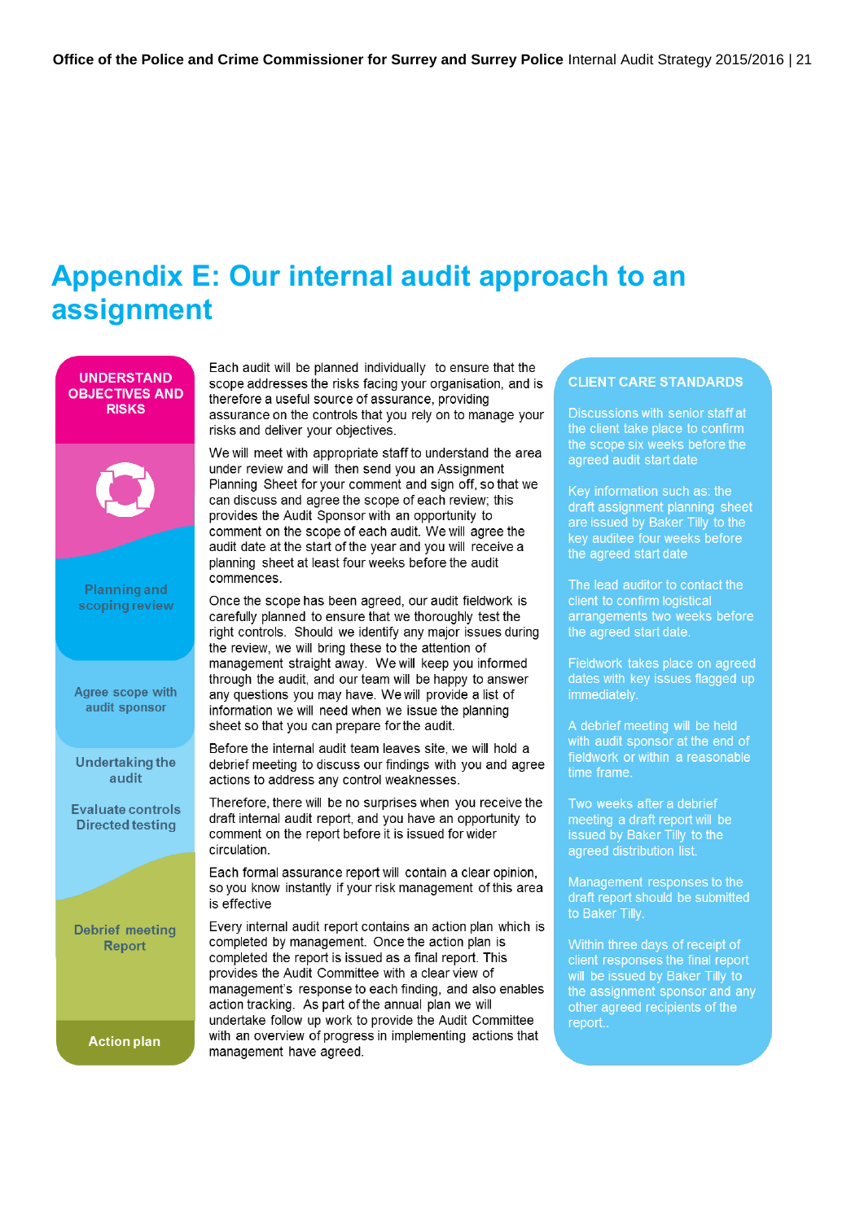# Appendix E: Our internal audit approach to an assignment

**UNDERSTAND OBJECTIVES AND RISKS**

Planning and scoping review

Agree scope with audit sponsor

Undertaking the audit

Evaluate controls Directed testing

Debrief meeting Report

Action plan

Each audit will be planned individually to ensure that the scope addresses the risks facing your organisation, and is therefore a useful source of assurance, providing assurance on the controls that you rely on to manage your risks and deliver your objectives.

We will meet with appropriate staff to understand the area under review and will then send you an Assignment Planning Sheet for your comment and sign off, so that we can discuss and agree the scope of each review; this provides the Audit Sponsor with an opportunity to comment on the scope of each audit. We will agree the audit date at the start of the year and you will receive a planning sheet at least four weeks before the audit commences.

Once the scope has been agreed, our audit fieldwork is carefully planned to ensure that we thoroughly test the right controls. Should we identify any major issues during the review, we will bring these to the attention of management straight away. We will keep you informed through the audit, and our team will be happy to answer any questions you may have. We will provide a list of information we will need when we issue the planning sheet so that you can prepare for the audit.

Before the internal audit team leaves site, we will hold a debrief meeting to discuss our findings with you and agree actions to address any control weaknesses.

Therefore, there will be no surprises when you receive the draft internal audit report, and you have an opportunity to comment on the report before it is issued for wider circulation.

Each formal assurance report will contain a clear opinion, so you know instantly if your risk management of this area is effective

Every internal audit report contains an action plan which is completed by management. Once the action plan is completed the report is issued as a final report. This provides the Audit Committee with a clear view of management's response to each finding, and also enables action tracking. As part of the annual plan we will undertake follow up work to provide the Audit Committee with an overview of progress in implementing actions that management have agreed.

**CLIENT CARE STANDARDS**

Discussions with senior staff at the client take place to confirm the scope six weeks before the agreed audit start date

Key information such as: the draft assignment planning sheet are issued by Baker Tilly to the key auditee four weeks before the agreed start date

The lead auditor to contact the client to confirm logistical arrangements two weeks before the agreed start date.

Fieldwork takes place on agreed dates with key issues flagged up immediately.

A debrief meeting will be held with audit sponsor at the end of fieldwork or within a reasonable time frame.

Two weeks after a debrief meeting a draft report will be issued by Baker Tilly to the agreed distribution list.

Management responses to the draft report should be submitted to Baker Tilly.

Within three days of receipt of client responses the final report will be issued by Baker Tilly to the assignment sponsor and any other agreed recipients of the report..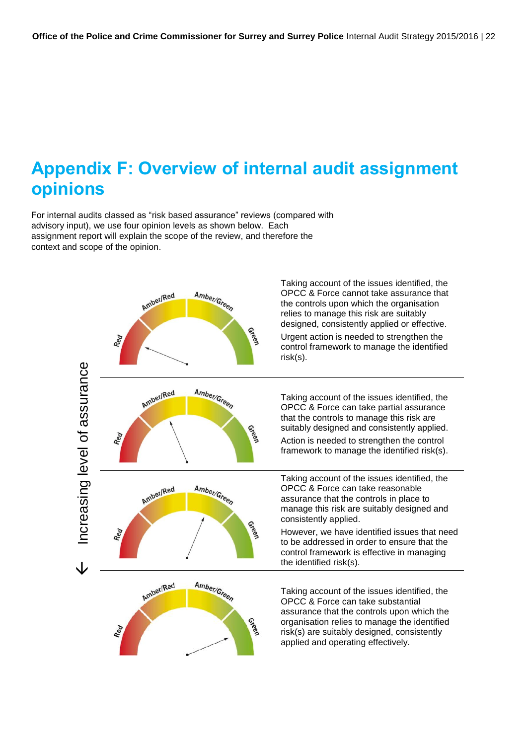# Appendix F: Overview of internal audit assignment opinions

For internal audits classed as "risk based assurance" reviews (compared with advisory input), we use four opinion levels as shown below. Each assignment report will explain the scope of the review, and therefore the context and scope of the opinion.

Increasing level of assurance ↓

Taking account of the issues identified, the OPCC & Force cannot take assurance that the controls upon which the organisation relies to manage this risk are suitably designed, consistently applied or effective.

Urgent action is needed to strengthen the control framework to manage the identified risk(s).

---

Taking account of the issues identified, the OPCC & Force can take partial assurance that the controls to manage this risk are suitably designed and consistently applied.

Action is needed to strengthen the control framework to manage the identified risk(s).

---

Taking account of the issues identified, the OPCC & Force can take reasonable assurance that the controls in place to manage this risk are suitably designed and consistently applied.

However, we have identified issues that need to be addressed in order to ensure that the control framework is effective in managing the identified risk(s).

---

Taking account of the issues identified, the OPCC & Force can take substantial assurance that the controls upon which the organisation relies to manage the identified risk(s) are suitably designed, consistently applied and operating effectively.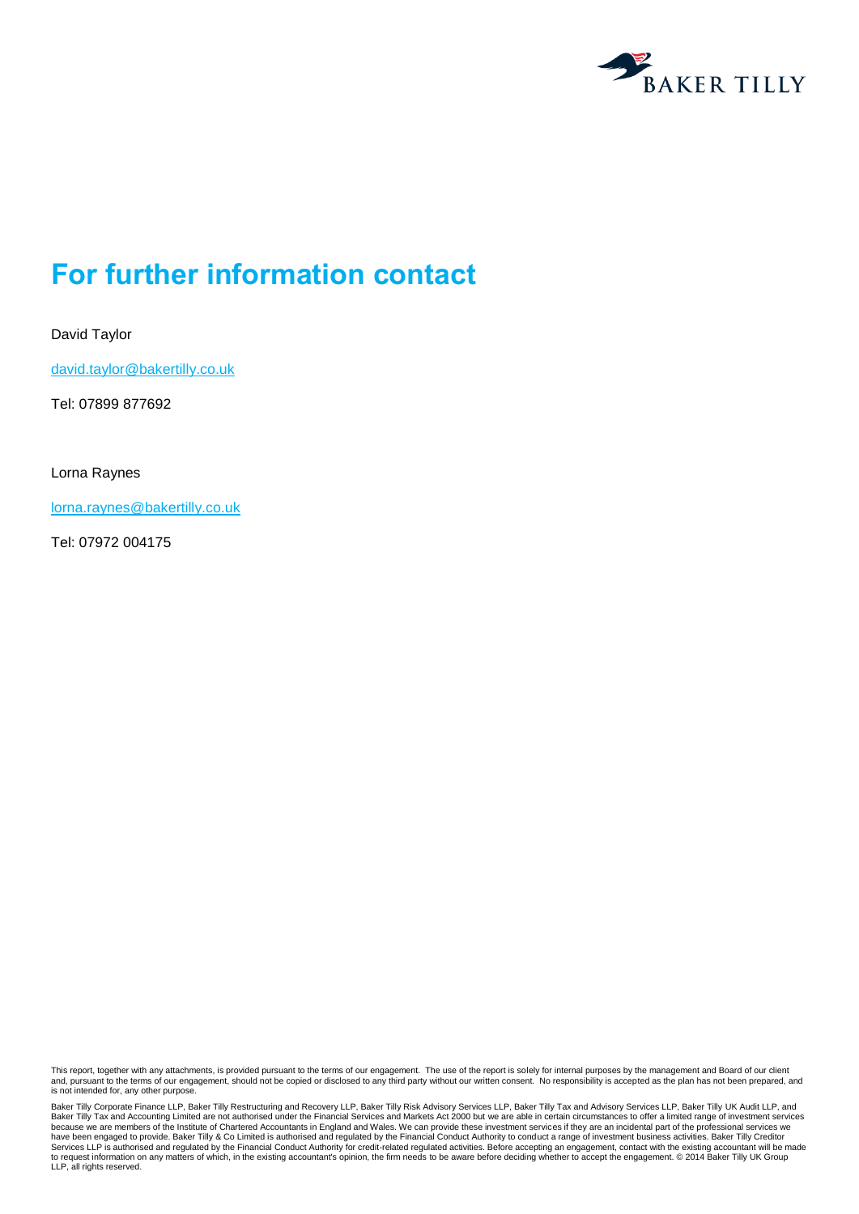BAKER TILLY

# For further information contact

David Taylor

david.taylor@bakertilly.co.uk

Tel: 07899 877692

Lorna Raynes

lorna.raynes@bakertilly.co.uk

Tel: 07972 004175

This report, together with any attachments, is provided pursuant to the terms of our engagement. The use of the report is solely for internal purposes by the management and Board of our client and, pursuant to the terms of our engagement, should not be copied or disclosed to any third party without our written consent. No responsibility is accepted as the plan has not been prepared, and is not intended for, any other purpose.

Baker Tilly Corporate Finance LLP, Baker Tilly Restructuring and Recovery LLP, Baker Tilly Risk Advisory Services LLP, Baker Tilly Tax and Advisory Services LLP, Baker Tilly UK Audit LLP, and Baker Tilly Tax and Accounting Limited are not authorised under the Financial Services and Markets Act 2000 but we are able in certain circumstances to offer a limited range of investment services because we are members of the Institute of Chartered Accountants in England and Wales. We can provide these investment services if they are an incidental part of the professional services we have been engaged to provide. Baker Tilly & Co Limited is authorised and regulated by the Financial Conduct Authority to conduct a range of investment business activities. Baker Tilly Creditor Services LLP is authorised and regulated by the Financial Conduct Authority for credit-related regulated activities. Before accepting an engagement, contact with the existing accountant will be made to request information on any matters of which, in the existing accountant's opinion, the firm needs to be aware before deciding whether to accept the engagement. © 2014 Baker Tilly UK Group LLP, all rights reserved.